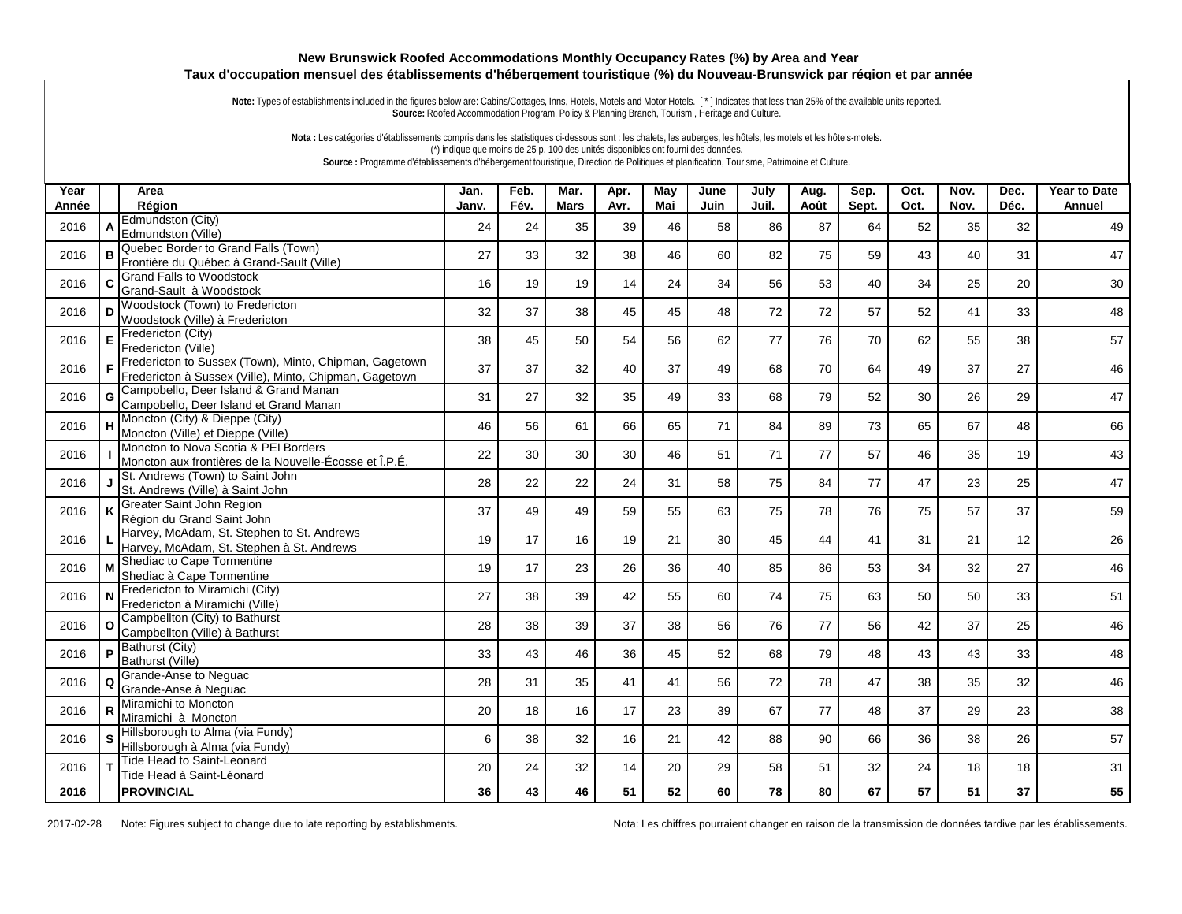# New Brunswick Roofed Accommodations Monthly Occupancy Rates (%) by Area and Year

## Taux d'occupation mensuel des établissements d'hébergement touristique (%) du Nouveau-Brunswick par région et par année

**Note:** Types of establishments included in the figures below are: Cabins/Cottages, Inns, Hotels, Motels and Motor Hotels. [ * ] Indicates that less than 25% of the available units reported.
**Source:** Roofed Accommodation Program, Policy & Planning Branch, Tourism , Heritage and Culture.

**Nota :** Les catégories d'établissements compris dans les statistiques ci-dessous sont : les chalets, les auberges, les hôtels, les motels et les hôtels-motels.
(*) indique que moins de 25 p. 100 des unités disponibles ont fourni des données.
**Source :** Programme d'établissements d'hébergement touristique, Direction de Politiques et planification, Tourisme, Patrimoine et Culture.

| Year Année | | Area Région | Jan. Janv. | Feb. Fév. | Mar. Mars | Apr. Avr. | May Mai | June Juin | July Juil. | Aug. Août | Sep. Sept. | Oct. Oct. | Nov. Nov. | Dec. Déc. | Year to Date Annuel |
|---|---|---|---|---|---|---|---|---|---|---|---|---|---|---|---|
| 2016 | A | Edmundston (City) Edmundston (Ville) | 24 | 24 | 35 | 39 | 46 | 58 | 86 | 87 | 64 | 52 | 35 | 32 | 49 |
| 2016 | B | Quebec Border to Grand Falls (Town) Frontière du Québec à Grand-Sault (Ville) | 27 | 33 | 32 | 38 | 46 | 60 | 82 | 75 | 59 | 43 | 40 | 31 | 47 |
| 2016 | C | Grand Falls to Woodstock Grand-Sault à Woodstock | 16 | 19 | 19 | 14 | 24 | 34 | 56 | 53 | 40 | 34 | 25 | 20 | 30 |
| 2016 | D | Woodstock (Town) to Fredericton Woodstock (Ville) à Fredericton | 32 | 37 | 38 | 45 | 45 | 48 | 72 | 72 | 57 | 52 | 41 | 33 | 48 |
| 2016 | E | Fredericton (City) Fredericton (Ville) | 38 | 45 | 50 | 54 | 56 | 62 | 77 | 76 | 70 | 62 | 55 | 38 | 57 |
| 2016 | F | Fredericton to Sussex (Town), Minto, Chipman, Gagetown Fredericton à Sussex (Ville), Minto, Chipman, Gagetown | 37 | 37 | 32 | 40 | 37 | 49 | 68 | 70 | 64 | 49 | 37 | 27 | 46 |
| 2016 | G | Campobello, Deer Island & Grand Manan Campobello, Deer Island et Grand Manan | 31 | 27 | 32 | 35 | 49 | 33 | 68 | 79 | 52 | 30 | 26 | 29 | 47 |
| 2016 | H | Moncton (City) & Dieppe (City) Moncton (Ville) et Dieppe (Ville) | 46 | 56 | 61 | 66 | 65 | 71 | 84 | 89 | 73 | 65 | 67 | 48 | 66 |
| 2016 | I | Moncton to Nova Scotia & PEI Borders Moncton aux frontières de la Nouvelle-Écosse et Î.P.É. | 22 | 30 | 30 | 30 | 46 | 51 | 71 | 77 | 57 | 46 | 35 | 19 | 43 |
| 2016 | J | St. Andrews (Town) to Saint John St. Andrews (Ville) à Saint John | 28 | 22 | 22 | 24 | 31 | 58 | 75 | 84 | 77 | 47 | 23 | 25 | 47 |
| 2016 | K | Greater Saint John Region Région du Grand Saint John | 37 | 49 | 49 | 59 | 55 | 63 | 75 | 78 | 76 | 75 | 57 | 37 | 59 |
| 2016 | L | Harvey, McAdam, St. Stephen to St. Andrews Harvey, McAdam, St. Stephen à St. Andrews | 19 | 17 | 16 | 19 | 21 | 30 | 45 | 44 | 41 | 31 | 21 | 12 | 26 |
| 2016 | M | Shediac to Cape Tormentine Shediac à Cape Tormentine | 19 | 17 | 23 | 26 | 36 | 40 | 85 | 86 | 53 | 34 | 32 | 27 | 46 |
| 2016 | N | Fredericton to Miramichi (City) Fredericton à Miramichi (Ville) | 27 | 38 | 39 | 42 | 55 | 60 | 74 | 75 | 63 | 50 | 50 | 33 | 51 |
| 2016 | O | Campbellton (City) to Bathurst Campbellton (Ville) à Bathurst | 28 | 38 | 39 | 37 | 38 | 56 | 76 | 77 | 56 | 42 | 37 | 25 | 46 |
| 2016 | P | Bathurst (City) Bathurst (Ville) | 33 | 43 | 46 | 36 | 45 | 52 | 68 | 79 | 48 | 43 | 43 | 33 | 48 |
| 2016 | Q | Grande-Anse to Neguac Grande-Anse à Neguac | 28 | 31 | 35 | 41 | 41 | 56 | 72 | 78 | 47 | 38 | 35 | 32 | 46 |
| 2016 | R | Miramichi to Moncton Miramichi à Moncton | 20 | 18 | 16 | 17 | 23 | 39 | 67 | 77 | 48 | 37 | 29 | 23 | 38 |
| 2016 | S | Hillsborough to Alma (via Fundy) Hillsborough à Alma (via Fundy) | 6 | 38 | 32 | 16 | 21 | 42 | 88 | 90 | 66 | 36 | 38 | 26 | 57 |
| 2016 | T | Tide Head to Saint-Leonard Tide Head à Saint-Léonard | 20 | 24 | 32 | 14 | 20 | 29 | 58 | 51 | 32 | 24 | 18 | 18 | 31 |
| **2016** | | **PROVINCIAL** | **36** | **43** | **46** | **51** | **52** | **60** | **78** | **80** | **67** | **57** | **51** | **37** | **55** |

2017-02-28 Note: Figures subject to change due to late reporting by establishments.

Nota: Les chiffres pourraient changer en raison de la transmission de données tardive par les établissements.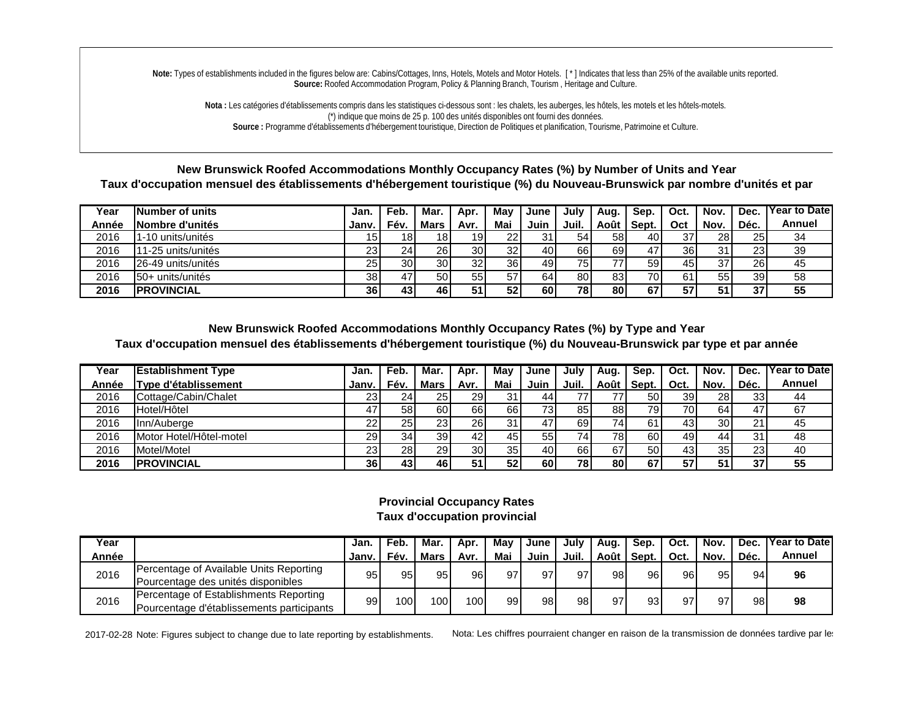**Note:** Types of establishments included in the figures below are: Cabins/Cottages, Inns, Hotels, Motels and Motor Hotels. [ * ] Indicates that less than 25% of the available units reported.
**Source:** Roofed Accommodation Program, Policy & Planning Branch, Tourism , Heritage and Culture.

**Nota :** Les catégories d'établissements compris dans les statistiques ci-dessous sont : les chalets, les auberges, les hôtels, les motels et les hôtels-motels.
(*) indique que moins de 25 p. 100 des unités disponibles ont fourni des données.
**Source :** Programme d'établissements d'hébergement touristique, Direction de Politiques et planification, Tourisme, Patrimoine et Culture.

## New Brunswick Roofed Accommodations Monthly Occupancy Rates (%) by Number of Units and Year
## Taux d'occupation mensuel des établissements d'hébergement touristique (%) du Nouveau-Brunswick par nombre d'unités et par

| Year Année | Number of units Nombre d'unités | Jan. Janv. | Feb. Fév. | Mar. Mars | Apr. Avr. | May Mai | June Juin | July Juil. | Aug. Août | Sep. Sept. | Oct. Oct | Nov. Nov. | Dec. Déc. | Year to Date Annuel |
|---|---|---|---|---|---|---|---|---|---|---|---|---|---|---|
| 2016 | 1-10 units/unités | 15 | 18 | 18 | 19 | 22 | 31 | 54 | 58 | 40 | 37 | 28 | 25 | 34 |
| 2016 | 11-25 units/unités | 23 | 24 | 26 | 30 | 32 | 40 | 66 | 69 | 47 | 36 | 31 | 23 | 39 |
| 2016 | 26-49 units/unités | 25 | 30 | 30 | 32 | 36 | 49 | 75 | 77 | 59 | 45 | 37 | 26 | 45 |
| 2016 | 50+ units/unités | 38 | 47 | 50 | 55 | 57 | 64 | 80 | 83 | 70 | 61 | 55 | 39 | 58 |
| **2016** | **PROVINCIAL** | **36** | **43** | **46** | **51** | **52** | **60** | **78** | **80** | **67** | **57** | **51** | **37** | **55** |

## New Brunswick Roofed Accommodations Monthly Occupancy Rates (%) by Type and Year
## Taux d'occupation mensuel des établissements d'hébergement touristique (%) du Nouveau-Brunswick par type et par année

| Year Année | Establishment Type Type d'établissement | Jan. Janv. | Feb. Fév. | Mar. Mars | Apr. Avr. | May Mai | June Juin | July Juil. | Aug. Août | Sep. Sept. | Oct. Oct. | Nov. Nov. | Dec. Déc. | Year to Date Annuel |
|---|---|---|---|---|---|---|---|---|---|---|---|---|---|---|
| 2016 | Cottage/Cabin/Chalet | 23 | 24 | 25 | 29 | 31 | 44 | 77 | 77 | 50 | 39 | 28 | 33 | 44 |
| 2016 | Hotel/Hôtel | 47 | 58 | 60 | 66 | 66 | 73 | 85 | 88 | 79 | 70 | 64 | 47 | 67 |
| 2016 | Inn/Auberge | 22 | 25 | 23 | 26 | 31 | 47 | 69 | 74 | 61 | 43 | 30 | 21 | 45 |
| 2016 | Motor Hotel/Hôtel-motel | 29 | 34 | 39 | 42 | 45 | 55 | 74 | 78 | 60 | 49 | 44 | 31 | 48 |
| 2016 | Motel/Motel | 23 | 28 | 29 | 30 | 35 | 40 | 66 | 67 | 50 | 43 | 35 | 23 | 40 |
| **2016** | **PROVINCIAL** | **36** | **43** | **46** | **51** | **52** | **60** | **78** | **80** | **67** | **57** | **51** | **37** | **55** |

## Provincial Occupancy Rates
## Taux d'occupation provincial

| Year Année | | Jan. Janv. | Feb. Fév. | Mar. Mars | Apr. Avr. | May Mai | June Juin | July Juil. | Aug. Août | Sep. Sept. | Oct. Oct. | Nov. Nov. | Dec. Déc. | Year to Date Annuel |
|---|---|---|---|---|---|---|---|---|---|---|---|---|---|---|
| 2016 | Percentage of Available Units Reporting Pourcentage des unités disponibles | 95 | 95 | 95 | 96 | 97 | 97 | 97 | 98 | 96 | 96 | 95 | 94 | **96** |
| 2016 | Percentage of Establishments Reporting Pourcentage d'établissements participants | 99 | 100 | 100 | 100 | 99 | 98 | 98 | 97 | 93 | 97 | 97 | 98 | **98** |

2017-02-28 Note: Figures subject to change due to late reporting by establishments. Nota: Les chiffres pourraient changer en raison de la transmission de données tardive par les